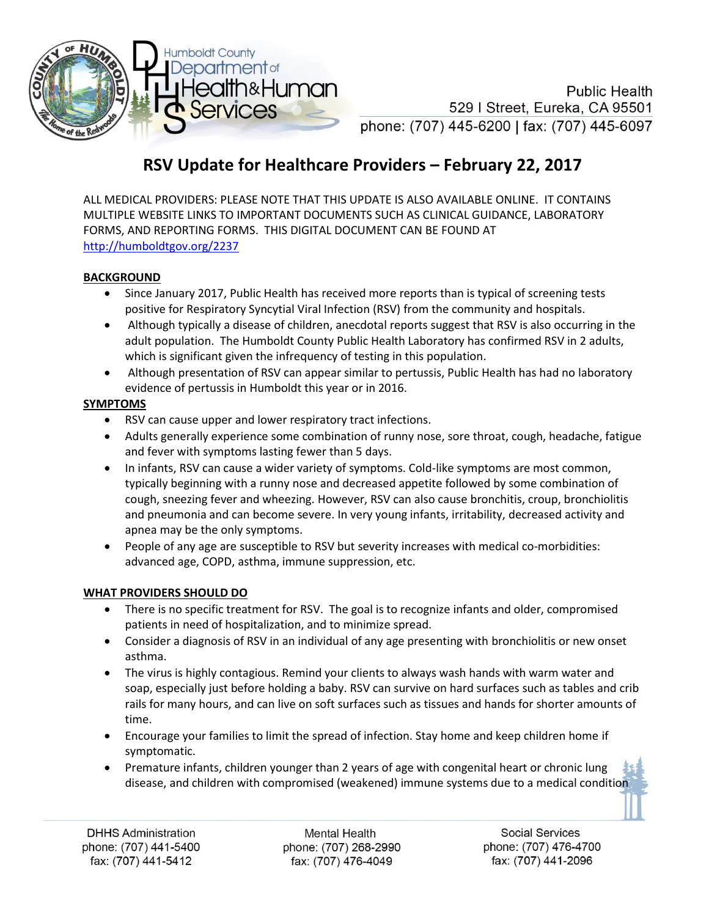Humboldt County Department of Health & Human Services

Public Health
529 I Street, Eureka, CA 95501
phone: (707) 445-6200 | fax: (707) 445-6097

# RSV Update for Healthcare Providers – February 22, 2017

ALL MEDICAL PROVIDERS: PLEASE NOTE THAT THIS UPDATE IS ALSO AVAILABLE ONLINE. IT CONTAINS MULTIPLE WEBSITE LINKS TO IMPORTANT DOCUMENTS SUCH AS CLINICAL GUIDANCE, LABORATORY FORMS, AND REPORTING FORMS. THIS DIGITAL DOCUMENT CAN BE FOUND AT http://humboldtgov.org/2237

## BACKGROUND

- Since January 2017, Public Health has received more reports than is typical of screening tests positive for Respiratory Syncytial Viral Infection (RSV) from the community and hospitals.
- Although typically a disease of children, anecdotal reports suggest that RSV is also occurring in the adult population. The Humboldt County Public Health Laboratory has confirmed RSV in 2 adults, which is significant given the infrequency of testing in this population.
- Although presentation of RSV can appear similar to pertussis, Public Health has had no laboratory evidence of pertussis in Humboldt this year or in 2016.

## SYMPTOMS

- RSV can cause upper and lower respiratory tract infections.
- Adults generally experience some combination of runny nose, sore throat, cough, headache, fatigue and fever with symptoms lasting fewer than 5 days.
- In infants, RSV can cause a wider variety of symptoms. Cold-like symptoms are most common, typically beginning with a runny nose and decreased appetite followed by some combination of cough, sneezing fever and wheezing. However, RSV can also cause bronchitis, croup, bronchiolitis and pneumonia and can become severe. In very young infants, irritability, decreased activity and apnea may be the only symptoms.
- People of any age are susceptible to RSV but severity increases with medical co-morbidities: advanced age, COPD, asthma, immune suppression, etc.

## WHAT PROVIDERS SHOULD DO

- There is no specific treatment for RSV. The goal is to recognize infants and older, compromised patients in need of hospitalization, and to minimize spread.
- Consider a diagnosis of RSV in an individual of any age presenting with bronchiolitis or new onset asthma.
- The virus is highly contagious. Remind your clients to always wash hands with warm water and soap, especially just before holding a baby. RSV can survive on hard surfaces such as tables and crib rails for many hours, and can live on soft surfaces such as tissues and hands for shorter amounts of time.
- Encourage your families to limit the spread of infection. Stay home and keep children home if symptomatic.
- Premature infants, children younger than 2 years of age with congenital heart or chronic lung disease, and children with compromised (weakened) immune systems due to a medical condition

DHHS Administration
phone: (707) 441-5400
fax: (707) 441-5412

Mental Health
phone: (707) 268-2990
fax: (707) 476-4049

Social Services
phone: (707) 476-4700
fax: (707) 441-2096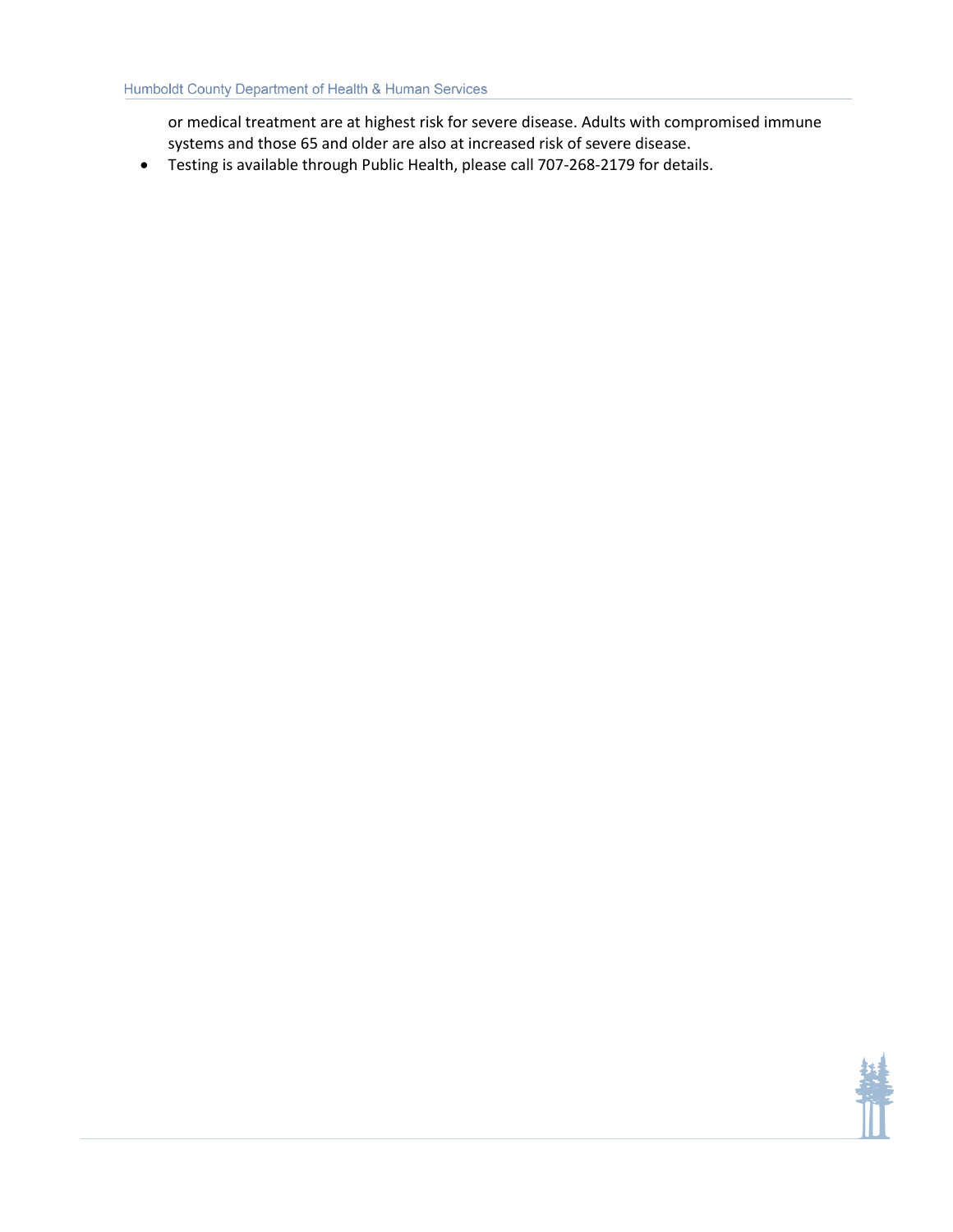or medical treatment are at highest risk for severe disease. Adults with compromised immune systems and those 65 and older are also at increased risk of severe disease.

- Testing is available through Public Health, please call 707-268-2179 for details.